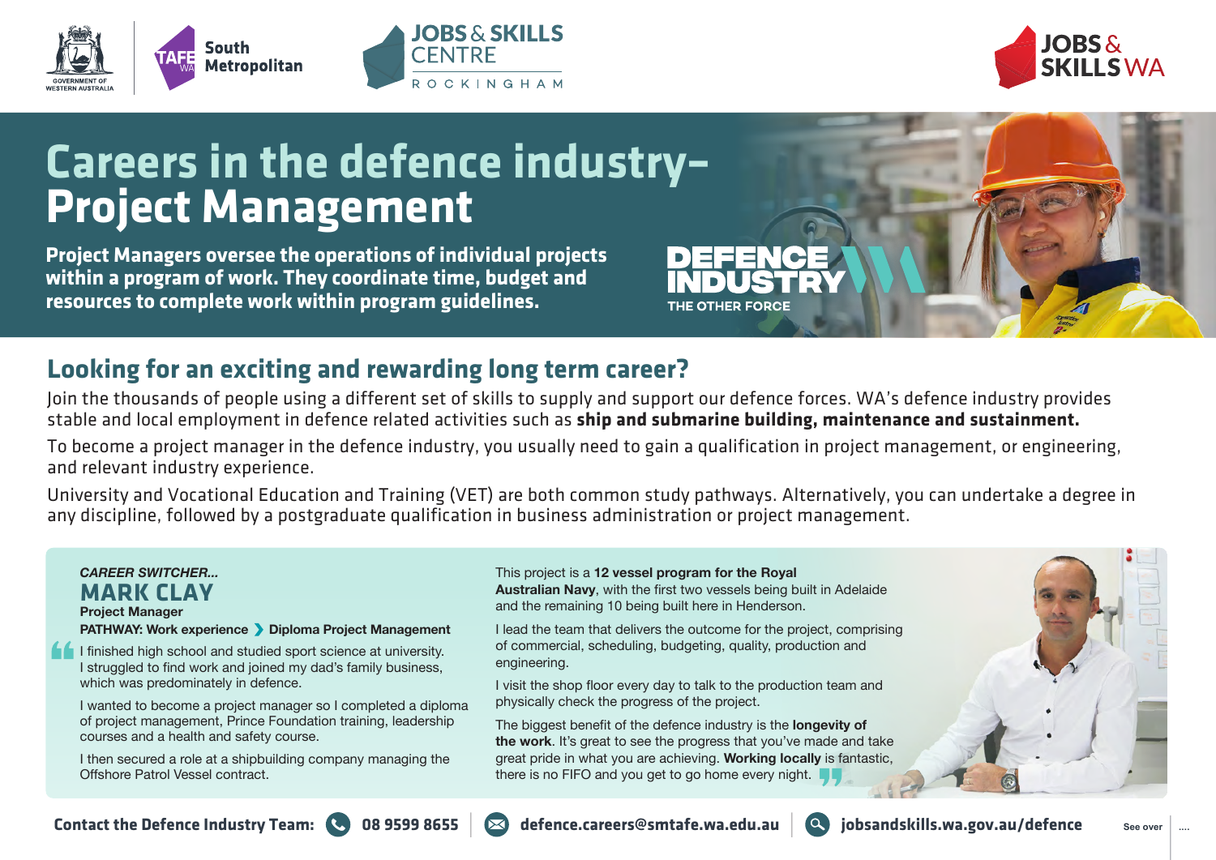# Careers in the defence industry– Project Management

**Project Managers oversee the operations of individual projects within a program of work. They coordinate time, budget and resources to complete work within program guidelines.**

DEFENCE INDUSTRY WA
THE OTHER FORCE

## Looking for an exciting and rewarding long term career?

Join the thousands of people using a different set of skills to supply and support our defence forces. WA's defence industry provides stable and local employment in defence related activities such as **ship and submarine building, maintenance and sustainment.**

To become a project manager in the defence industry, you usually need to gain a qualification in project management, or engineering, and relevant industry experience.

University and Vocational Education and Training (VET) are both common study pathways. Alternatively, you can undertake a degree in any discipline, followed by a postgraduate qualification in business administration or project management.

***CAREER SWITCHER...***

### MARK CLAY

**Project Manager**

**PATHWAY: Work experience › Diploma Project Management**

"I finished high school and studied sport science at university. I struggled to find work and joined my dad's family business, which was predominately in defence.

I wanted to become a project manager so I completed a diploma of project management, Prince Foundation training, leadership courses and a health and safety course.

I then secured a role at a shipbuilding company managing the Offshore Patrol Vessel contract.

This project is a **12 vessel program for the Royal Australian Navy**, with the first two vessels being built in Adelaide and the remaining 10 being built here in Henderson.

I lead the team that delivers the outcome for the project, comprising of commercial, scheduling, budgeting, quality, production and engineering.

I visit the shop floor every day to talk to the production team and physically check the progress of the project.

The biggest benefit of the defence industry is the **longevity of the work**. It's great to see the progress that you've made and take great pride in what you are achieving. **Working locally** is fantastic, there is no FIFO and you get to go home every night."

**Contact the Defence Industry Team:** 08 9599 8655 | defence.careers@smtafe.wa.edu.au | jobsandskills.wa.gov.au/defence

See over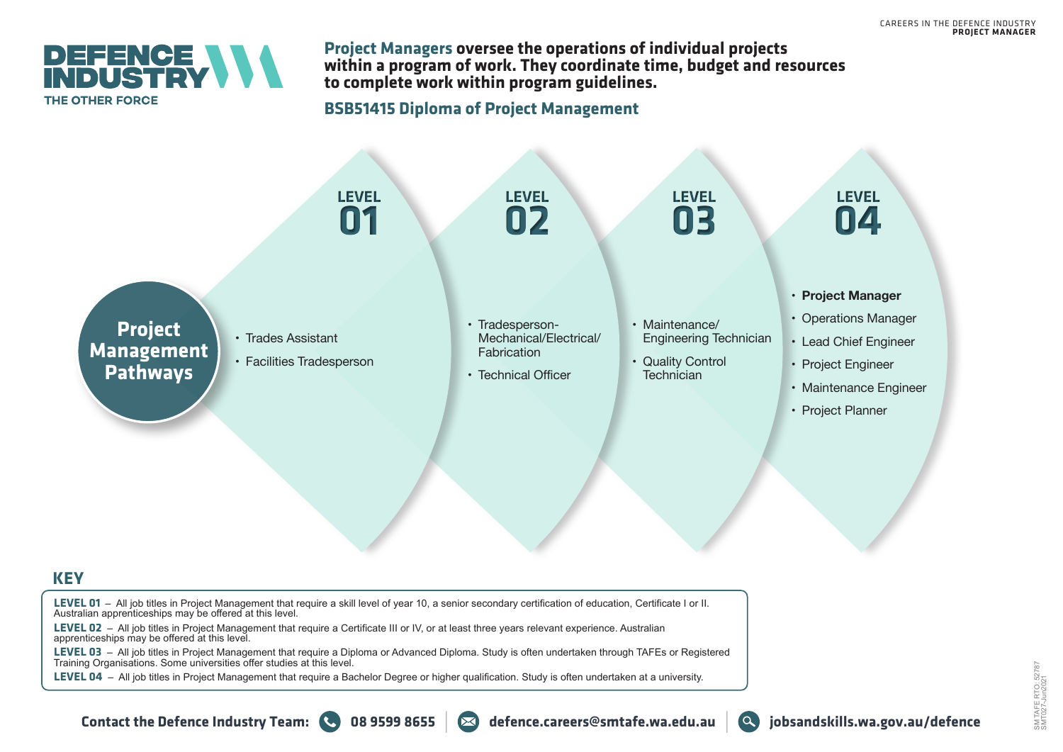# DEFENCE INDUSTRY

THE OTHER FORCE

**Project Managers oversee the operations of individual projects within a program of work. They coordinate time, budget and resources to complete work within program guidelines.**

## BSB51415 Diploma of Project Management

**Project Management Pathways**

### LEVEL 01

- Trades Assistant
- Facilities Tradesperson

### LEVEL 02

- Tradesperson-Mechanical/Electrical/Fabrication
- Technical Officer

### LEVEL 03

- Maintenance/Engineering Technician
- Quality Control Technician

### LEVEL 04

- **Project Manager**
- Operations Manager
- Lead Chief Engineer
- Project Engineer
- Maintenance Engineer
- Project Planner

## KEY

**LEVEL 01** – All job titles in Project Management that require a skill level of year 10, a senior secondary certification of education, Certificate I or II. Australian apprenticeships may be offered at this level.

**LEVEL 02** – All job titles in Project Management that require a Certificate III or IV, or at least three years relevant experience. Australian apprenticeships may be offered at this level.

**LEVEL 03** – All job titles in Project Management that require a Diploma or Advanced Diploma. Study is often undertaken through TAFEs or Registered Training Organisations. Some universities offer studies at this level.

**LEVEL 04** – All job titles in Project Management that require a Bachelor Degree or higher qualification. Study is often undertaken at a university.

**Contact the Defence Industry Team:** 08 9599 8655 | defence.careers@smtafe.wa.edu.au | jobsandskills.wa.gov.au/defence

SM TAFE RTO: 52787
SMT027-Jun2021